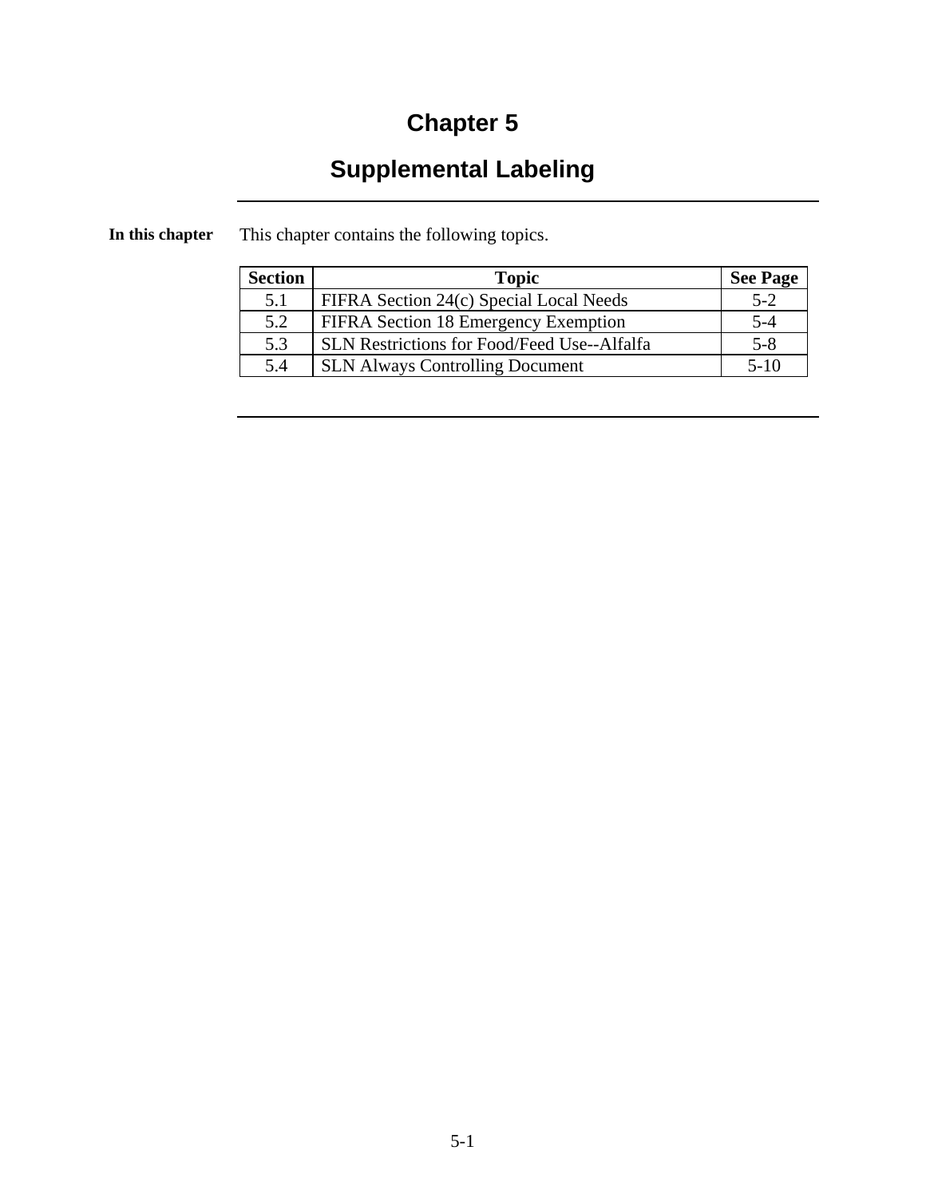# Chapter 5

## Supplemental Labeling

---

**In this chapter**

This chapter contains the following topics.

| Section | Topic | See Page |
|---|---|---|
| 5.1 | FIFRA Section 24(c) Special Local Needs | 5-2 |
| 5.2 | FIFRA Section 18 Emergency Exemption | 5-4 |
| 5.3 | SLN Restrictions for Food/Feed Use--Alfalfa | 5-8 |
| 5.4 | SLN Always Controlling Document | 5-10 |

---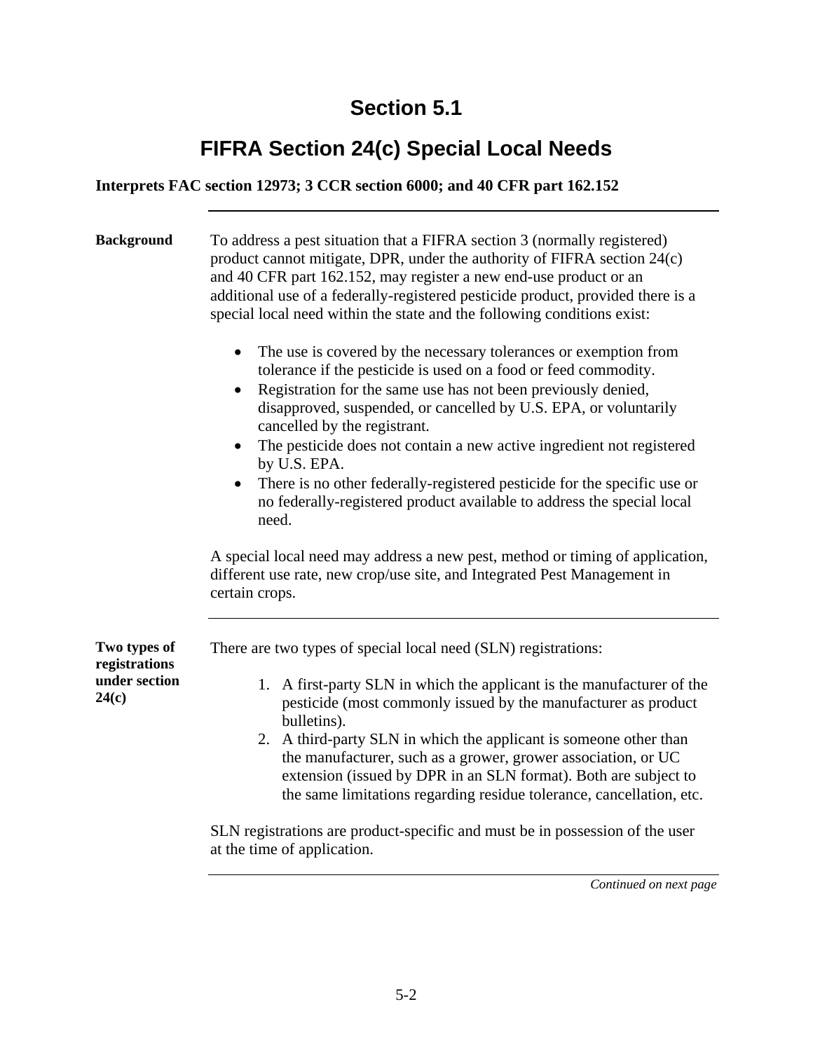# Section 5.1

## FIFRA Section 24(c) Special Local Needs

**Interprets FAC section 12973; 3 CCR section 6000; and 40 CFR part 162.152**

---

**Background**

To address a pest situation that a FIFRA section 3 (normally registered) product cannot mitigate, DPR, under the authority of FIFRA section 24(c) and 40 CFR part 162.152, may register a new end-use product or an additional use of a federally-registered pesticide product, provided there is a special local need within the state and the following conditions exist:

- The use is covered by the necessary tolerances or exemption from tolerance if the pesticide is used on a food or feed commodity.
- Registration for the same use has not been previously denied, disapproved, suspended, or cancelled by U.S. EPA, or voluntarily cancelled by the registrant.
- The pesticide does not contain a new active ingredient not registered by U.S. EPA.
- There is no other federally-registered pesticide for the specific use or no federally-registered product available to address the special local need.

A special local need may address a new pest, method or timing of application, different use rate, new crop/use site, and Integrated Pest Management in certain crops.

---

**Two types of registrations under section 24(c)**

There are two types of special local need (SLN) registrations:

1. A first-party SLN in which the applicant is the manufacturer of the pesticide (most commonly issued by the manufacturer as product bulletins).
2. A third-party SLN in which the applicant is someone other than the manufacturer, such as a grower, grower association, or UC extension (issued by DPR in an SLN format). Both are subject to the same limitations regarding residue tolerance, cancellation, etc.

SLN registrations are product-specific and must be in possession of the user at the time of application.

---

*Continued on next page*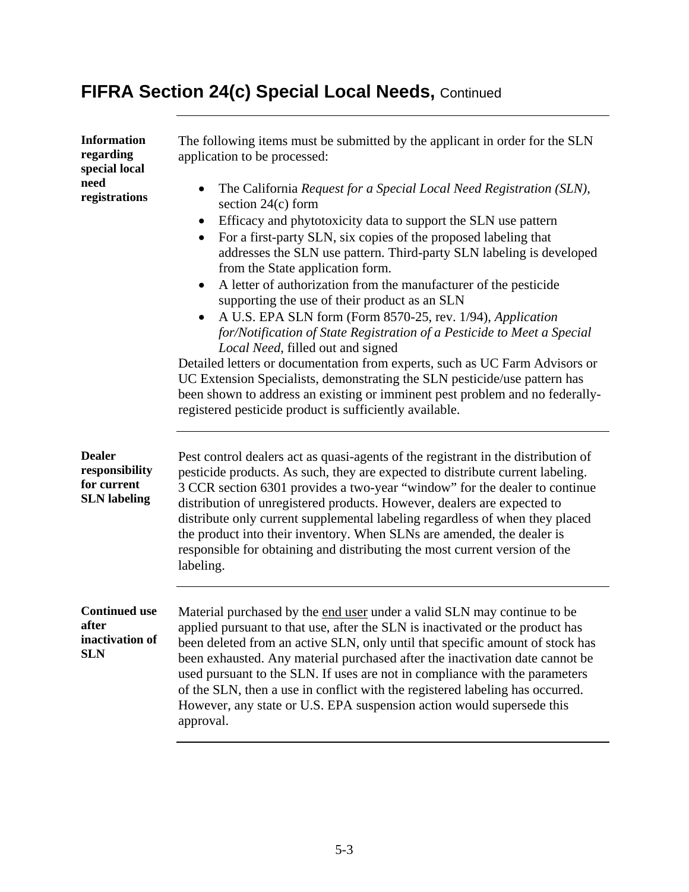# FIFRA Section 24(c) Special Local Needs, Continued

**Information regarding special local need registrations**

The following items must be submitted by the applicant in order for the SLN application to be processed:

- The California *Request for a Special Local Need Registration (SLN)*, section 24(c) form
- Efficacy and phytotoxicity data to support the SLN use pattern
- For a first-party SLN, six copies of the proposed labeling that addresses the SLN use pattern. Third-party SLN labeling is developed from the State application form.
- A letter of authorization from the manufacturer of the pesticide supporting the use of their product as an SLN
- A U.S. EPA SLN form (Form 8570-25, rev. 1/94), *Application for/Notification of State Registration of a Pesticide to Meet a Special Local Need*, filled out and signed

Detailed letters or documentation from experts, such as UC Farm Advisors or UC Extension Specialists, demonstrating the SLN pesticide/use pattern has been shown to address an existing or imminent pest problem and no federally-registered pesticide product is sufficiently available.

**Dealer responsibility for current SLN labeling**

Pest control dealers act as quasi-agents of the registrant in the distribution of pesticide products. As such, they are expected to distribute current labeling. 3 CCR section 6301 provides a two-year "window" for the dealer to continue distribution of unregistered products. However, dealers are expected to distribute only current supplemental labeling regardless of when they placed the product into their inventory. When SLNs are amended, the dealer is responsible for obtaining and distributing the most current version of the labeling.

**Continued use after inactivation of SLN**

Material purchased by the end user under a valid SLN may continue to be applied pursuant to that use, after the SLN is inactivated or the product has been deleted from an active SLN, only until that specific amount of stock has been exhausted. Any material purchased after the inactivation date cannot be used pursuant to the SLN. If uses are not in compliance with the parameters of the SLN, then a use in conflict with the registered labeling has occurred. However, any state or U.S. EPA suspension action would supersede this approval.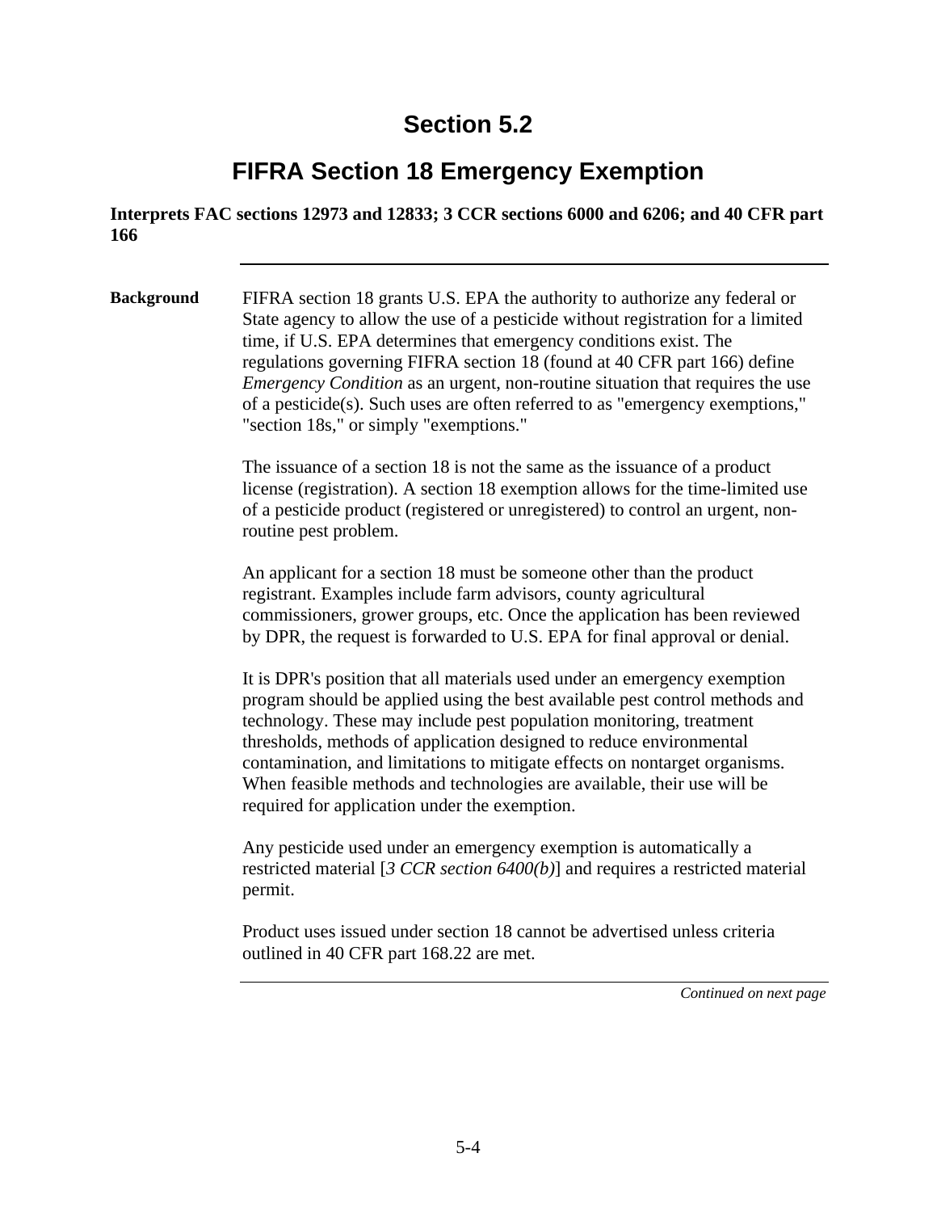# Section 5.2

## FIFRA Section 18 Emergency Exemption

**Interprets FAC sections 12973 and 12833; 3 CCR sections 6000 and 6206; and 40 CFR part 166**

---

**Background**

FIFRA section 18 grants U.S. EPA the authority to authorize any federal or State agency to allow the use of a pesticide without registration for a limited time, if U.S. EPA determines that emergency conditions exist. The regulations governing FIFRA section 18 (found at 40 CFR part 166) define *Emergency Condition* as an urgent, non-routine situation that requires the use of a pesticide(s). Such uses are often referred to as "emergency exemptions," "section 18s," or simply "exemptions."

The issuance of a section 18 is not the same as the issuance of a product license (registration). A section 18 exemption allows for the time-limited use of a pesticide product (registered or unregistered) to control an urgent, non-routine pest problem.

An applicant for a section 18 must be someone other than the product registrant. Examples include farm advisors, county agricultural commissioners, grower groups, etc. Once the application has been reviewed by DPR, the request is forwarded to U.S. EPA for final approval or denial.

It is DPR's position that all materials used under an emergency exemption program should be applied using the best available pest control methods and technology. These may include pest population monitoring, treatment thresholds, methods of application designed to reduce environmental contamination, and limitations to mitigate effects on nontarget organisms. When feasible methods and technologies are available, their use will be required for application under the exemption.

Any pesticide used under an emergency exemption is automatically a restricted material [*3 CCR section 6400(b)*] and requires a restricted material permit.

Product uses issued under section 18 cannot be advertised unless criteria outlined in 40 CFR part 168.22 are met.

*Continued on next page*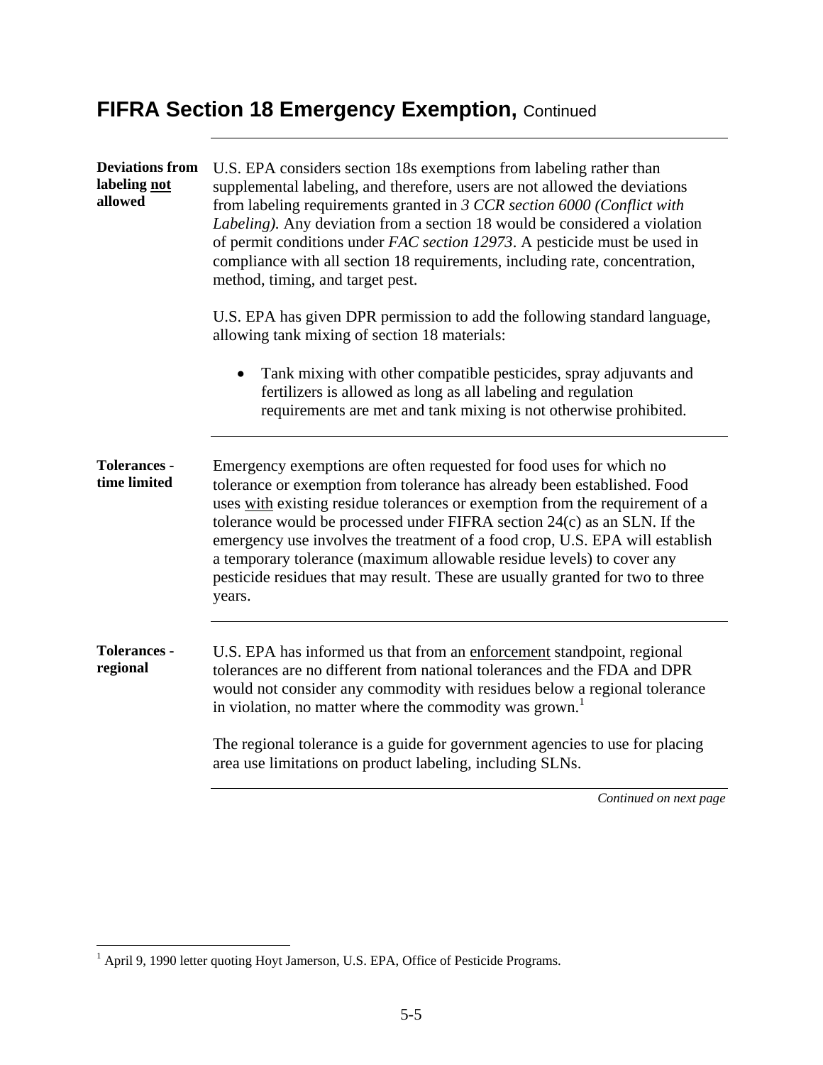# FIFRA Section 18 Emergency Exemption, Continued

**Deviations from labeling not allowed**

U.S. EPA considers section 18s exemptions from labeling rather than supplemental labeling, and therefore, users are not allowed the deviations from labeling requirements granted in *3 CCR section 6000 (Conflict with Labeling).* Any deviation from a section 18 would be considered a violation of permit conditions under *FAC section 12973*. A pesticide must be used in compliance with all section 18 requirements, including rate, concentration, method, timing, and target pest.

U.S. EPA has given DPR permission to add the following standard language, allowing tank mixing of section 18 materials:

- Tank mixing with other compatible pesticides, spray adjuvants and fertilizers is allowed as long as all labeling and regulation requirements are met and tank mixing is not otherwise prohibited.

**Tolerances - time limited**

Emergency exemptions are often requested for food uses for which no tolerance or exemption from tolerance has already been established. Food uses with existing residue tolerances or exemption from the requirement of a tolerance would be processed under FIFRA section 24(c) as an SLN. If the emergency use involves the treatment of a food crop, U.S. EPA will establish a temporary tolerance (maximum allowable residue levels) to cover any pesticide residues that may result. These are usually granted for two to three years.

**Tolerances - regional**

U.S. EPA has informed us that from an enforcement standpoint, regional tolerances are no different from national tolerances and the FDA and DPR would not consider any commodity with residues below a regional tolerance in violation, no matter where the commodity was grown.[1]

The regional tolerance is a guide for government agencies to use for placing area use limitations on product labeling, including SLNs.

*Continued on next page*

[1] April 9, 1990 letter quoting Hoyt Jamerson, U.S. EPA, Office of Pesticide Programs.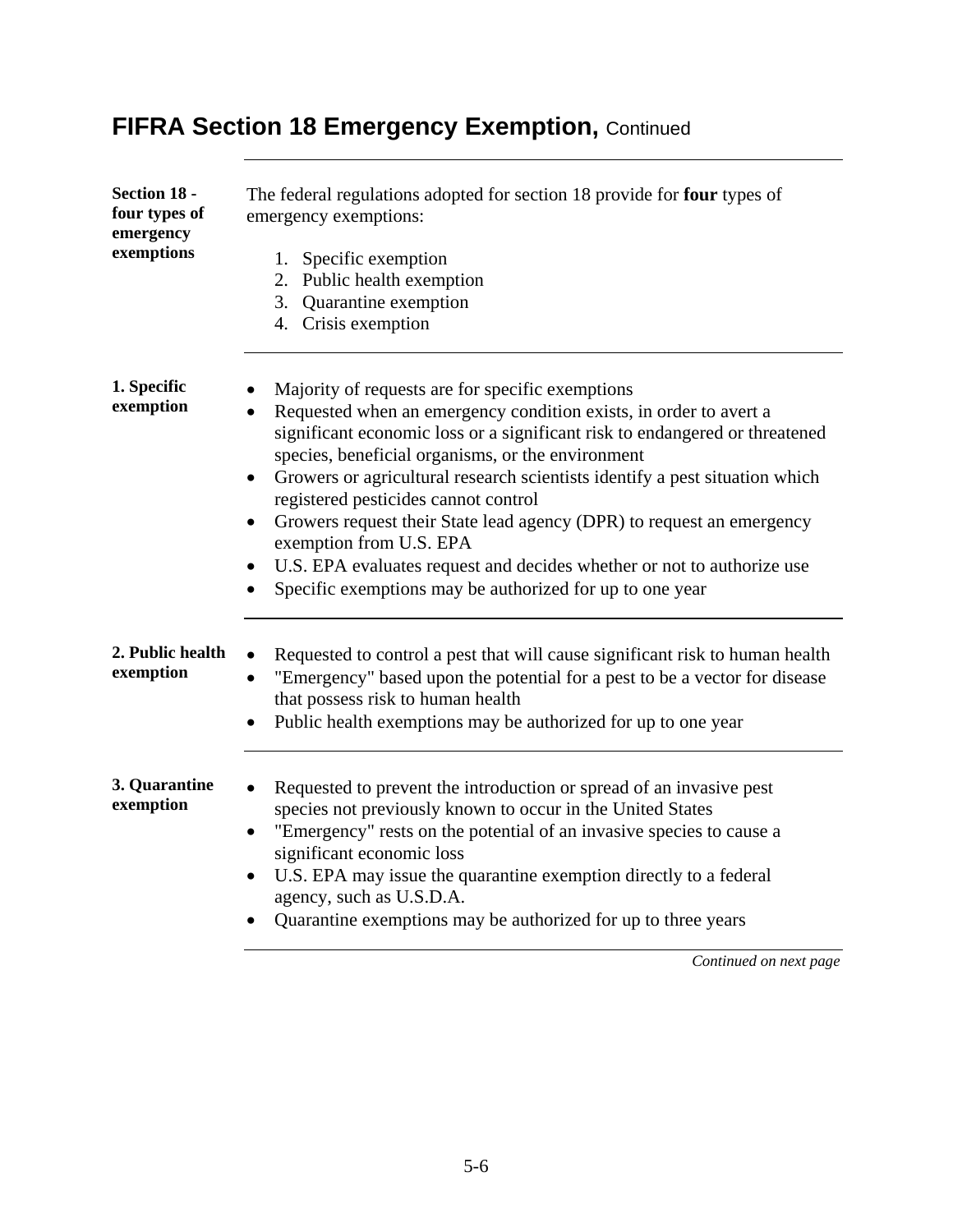# FIFRA Section 18 Emergency Exemption, Continued

**Section 18 - four types of emergency exemptions**

The federal regulations adopted for section 18 provide for **four** types of emergency exemptions:

1. Specific exemption
2. Public health exemption
3. Quarantine exemption
4. Crisis exemption

**1. Specific exemption**

- Majority of requests are for specific exemptions
- Requested when an emergency condition exists, in order to avert a significant economic loss or a significant risk to endangered or threatened species, beneficial organisms, or the environment
- Growers or agricultural research scientists identify a pest situation which registered pesticides cannot control
- Growers request their State lead agency (DPR) to request an emergency exemption from U.S. EPA
- U.S. EPA evaluates request and decides whether or not to authorize use
- Specific exemptions may be authorized for up to one year

**2. Public health exemption**

- Requested to control a pest that will cause significant risk to human health
- "Emergency" based upon the potential for a pest to be a vector for disease that possess risk to human health
- Public health exemptions may be authorized for up to one year

**3. Quarantine exemption**

- Requested to prevent the introduction or spread of an invasive pest species not previously known to occur in the United States
- "Emergency" rests on the potential of an invasive species to cause a significant economic loss
- U.S. EPA may issue the quarantine exemption directly to a federal agency, such as U.S.D.A.
- Quarantine exemptions may be authorized for up to three years

*Continued on next page*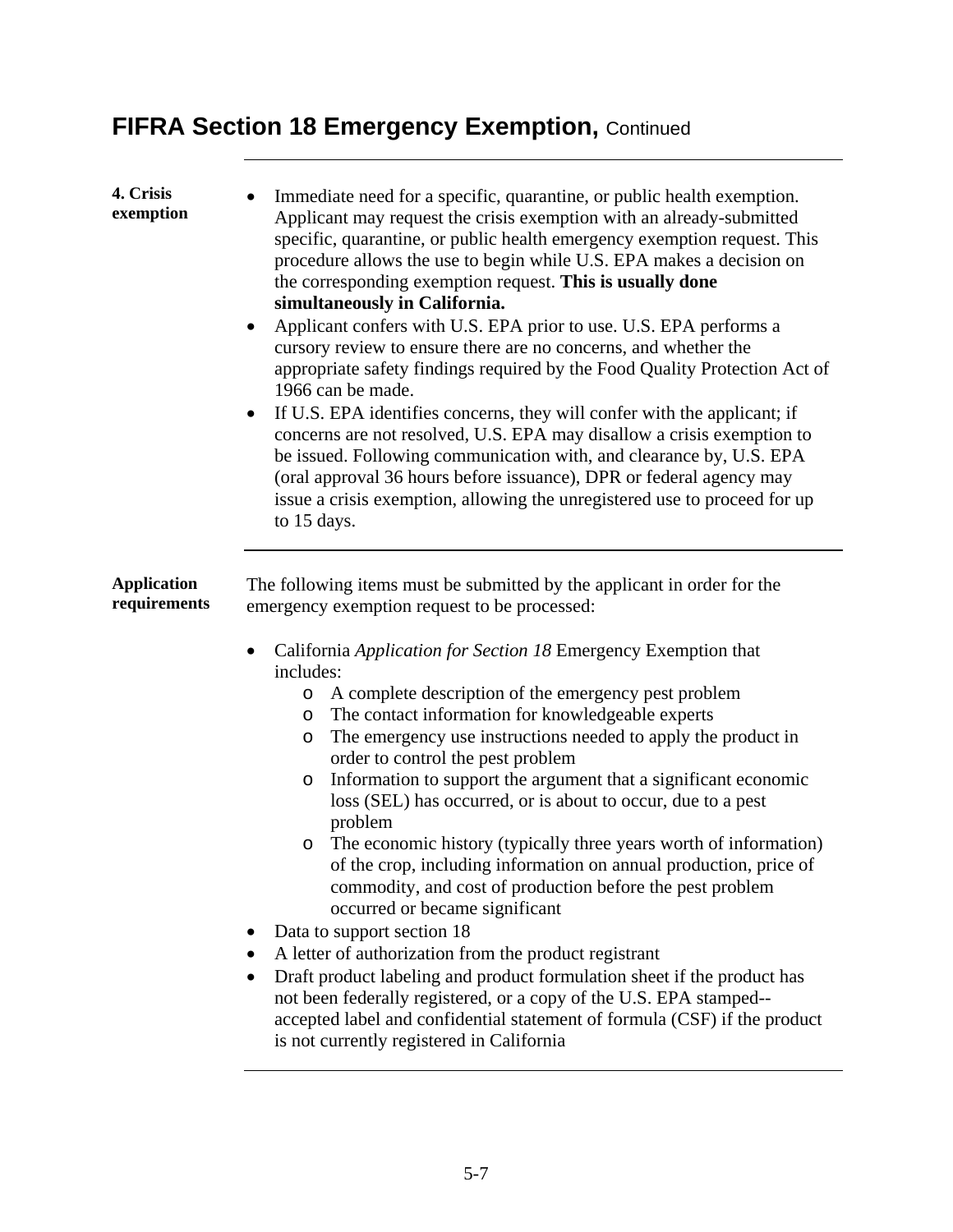# FIFRA Section 18 Emergency Exemption, Continued

**4. Crisis exemption**

- Immediate need for a specific, quarantine, or public health exemption. Applicant may request the crisis exemption with an already-submitted specific, quarantine, or public health emergency exemption request. This procedure allows the use to begin while U.S. EPA makes a decision on the corresponding exemption request. **This is usually done simultaneously in California.**
- Applicant confers with U.S. EPA prior to use. U.S. EPA performs a cursory review to ensure there are no concerns, and whether the appropriate safety findings required by the Food Quality Protection Act of 1966 can be made.
- If U.S. EPA identifies concerns, they will confer with the applicant; if concerns are not resolved, U.S. EPA may disallow a crisis exemption to be issued. Following communication with, and clearance by, U.S. EPA (oral approval 36 hours before issuance), DPR or federal agency may issue a crisis exemption, allowing the unregistered use to proceed for up to 15 days.

**Application requirements**

The following items must be submitted by the applicant in order for the emergency exemption request to be processed:

- California *Application for Section 18* Emergency Exemption that includes:
  - A complete description of the emergency pest problem
  - The contact information for knowledgeable experts
  - The emergency use instructions needed to apply the product in order to control the pest problem
  - Information to support the argument that a significant economic loss (SEL) has occurred, or is about to occur, due to a pest problem
  - The economic history (typically three years worth of information) of the crop, including information on annual production, price of commodity, and cost of production before the pest problem occurred or became significant
- Data to support section 18
- A letter of authorization from the product registrant
- Draft product labeling and product formulation sheet if the product has not been federally registered, or a copy of the U.S. EPA stamped--accepted label and confidential statement of formula (CSF) if the product is not currently registered in California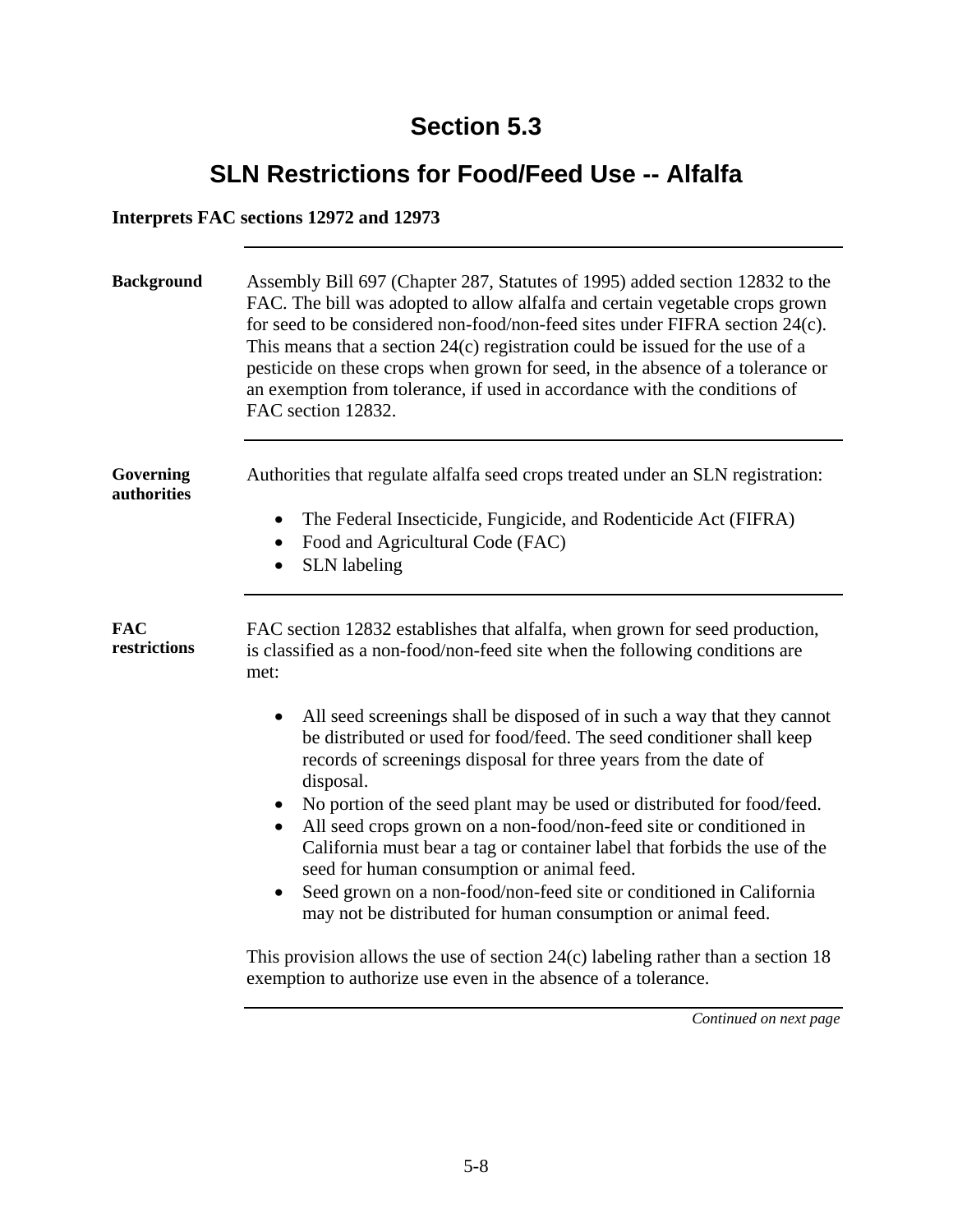# Section 5.3

## SLN Restrictions for Food/Feed Use -- Alfalfa

**Interprets FAC sections 12972 and 12973**

---

**Background**

Assembly Bill 697 (Chapter 287, Statutes of 1995) added section 12832 to the FAC. The bill was adopted to allow alfalfa and certain vegetable crops grown for seed to be considered non-food/non-feed sites under FIFRA section 24(c). This means that a section 24(c) registration could be issued for the use of a pesticide on these crops when grown for seed, in the absence of a tolerance or an exemption from tolerance, if used in accordance with the conditions of FAC section 12832.

---

**Governing authorities**

Authorities that regulate alfalfa seed crops treated under an SLN registration:

- The Federal Insecticide, Fungicide, and Rodenticide Act (FIFRA)
- Food and Agricultural Code (FAC)
- SLN labeling

---

**FAC restrictions**

FAC section 12832 establishes that alfalfa, when grown for seed production, is classified as a non-food/non-feed site when the following conditions are met:

- All seed screenings shall be disposed of in such a way that they cannot be distributed or used for food/feed. The seed conditioner shall keep records of screenings disposal for three years from the date of disposal.
- No portion of the seed plant may be used or distributed for food/feed.
- All seed crops grown on a non-food/non-feed site or conditioned in California must bear a tag or container label that forbids the use of the seed for human consumption or animal feed.
- Seed grown on a non-food/non-feed site or conditioned in California may not be distributed for human consumption or animal feed.

This provision allows the use of section 24(c) labeling rather than a section 18 exemption to authorize use even in the absence of a tolerance.

---

*Continued on next page*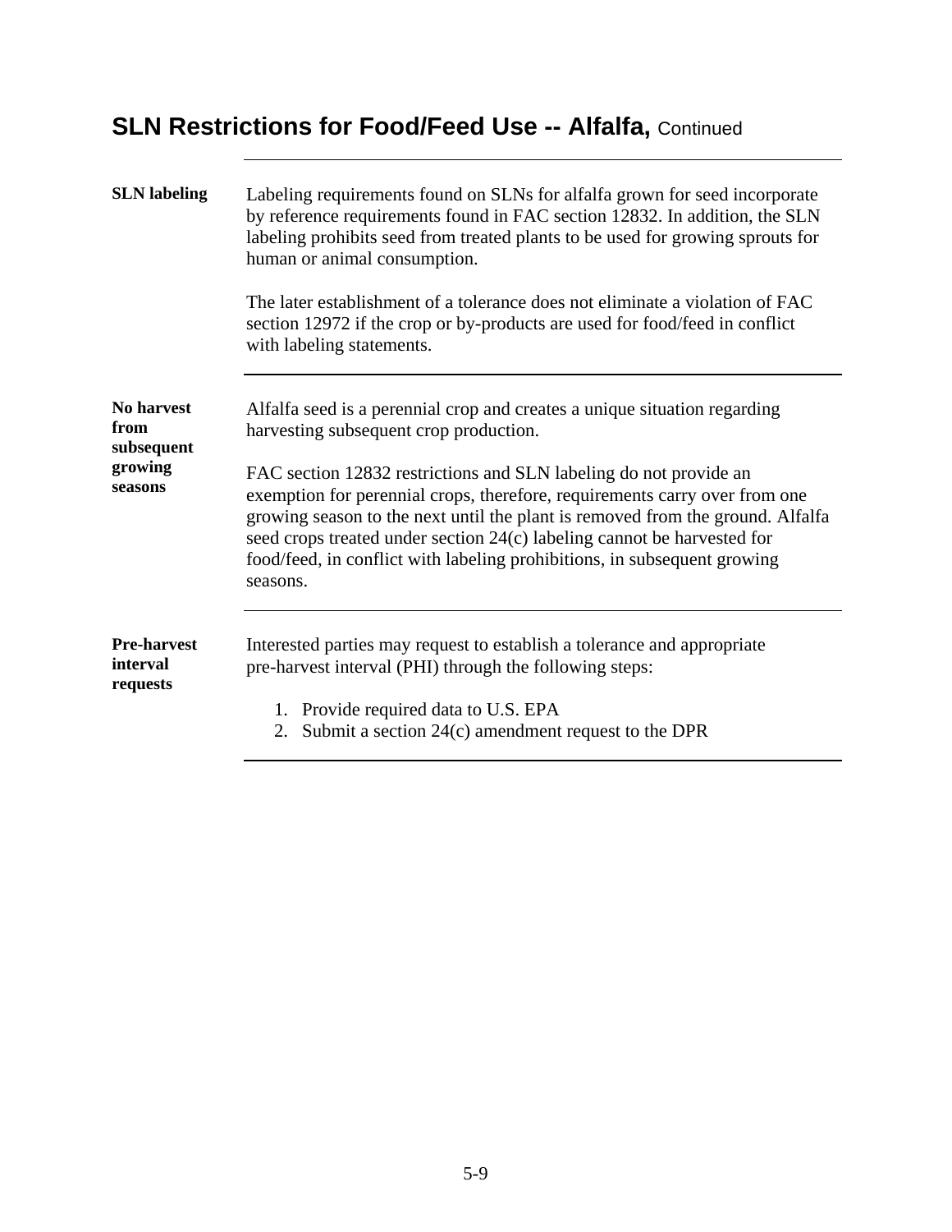## SLN Restrictions for Food/Feed Use -- Alfalfa, Continued

**SLN labeling**

Labeling requirements found on SLNs for alfalfa grown for seed incorporate by reference requirements found in FAC section 12832. In addition, the SLN labeling prohibits seed from treated plants to be used for growing sprouts for human or animal consumption.

The later establishment of a tolerance does not eliminate a violation of FAC section 12972 if the crop or by-products are used for food/feed in conflict with labeling statements.

**No harvest from subsequent growing seasons**

Alfalfa seed is a perennial crop and creates a unique situation regarding harvesting subsequent crop production.

FAC section 12832 restrictions and SLN labeling do not provide an exemption for perennial crops, therefore, requirements carry over from one growing season to the next until the plant is removed from the ground. Alfalfa seed crops treated under section 24(c) labeling cannot be harvested for food/feed, in conflict with labeling prohibitions, in subsequent growing seasons.

**Pre-harvest interval requests**

Interested parties may request to establish a tolerance and appropriate pre-harvest interval (PHI) through the following steps:

1. Provide required data to U.S. EPA
2. Submit a section 24(c) amendment request to the DPR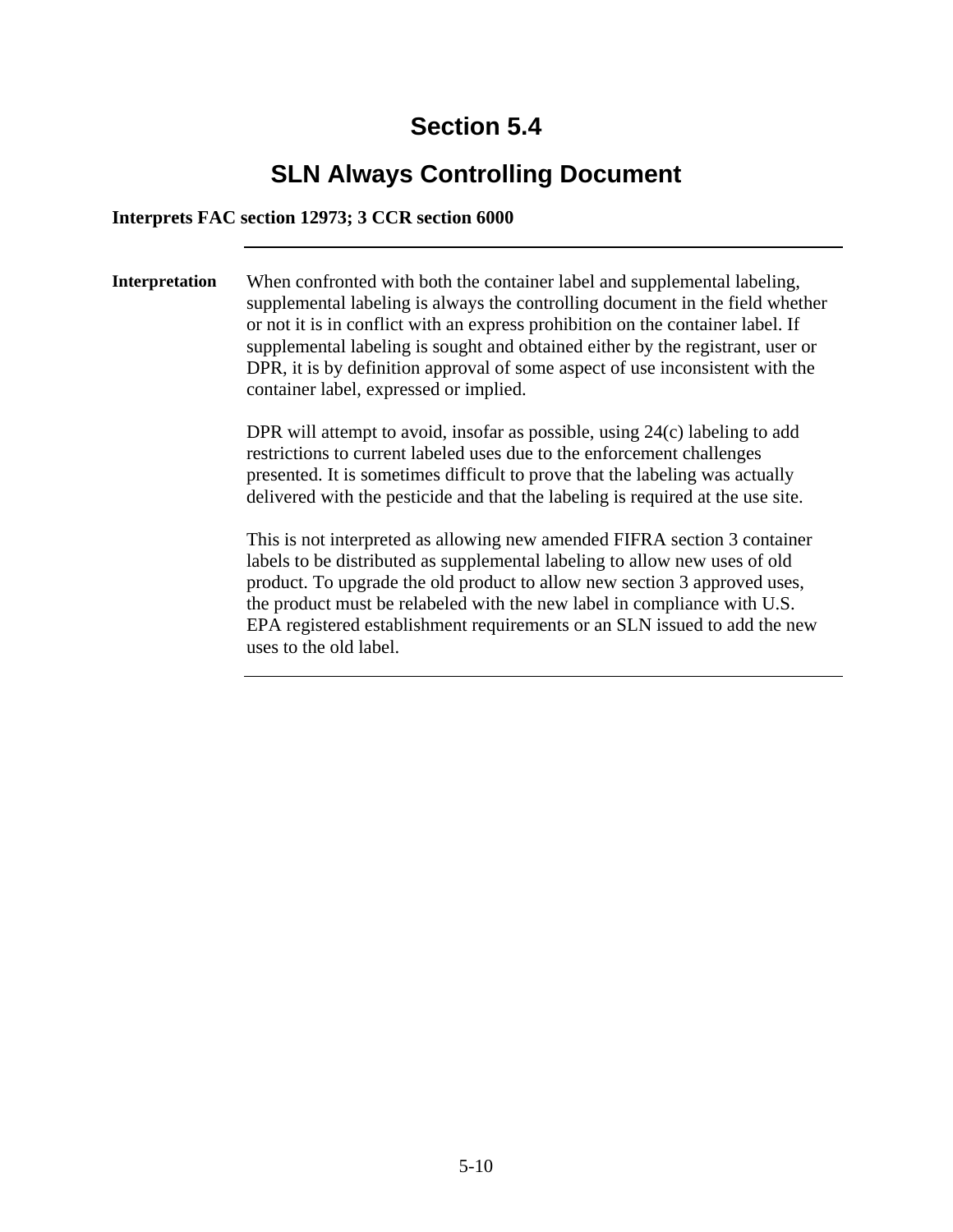# Section 5.4

## SLN Always Controlling Document

**Interprets FAC section 12973; 3 CCR section 6000**

---

**Interpretation**

When confronted with both the container label and supplemental labeling, supplemental labeling is always the controlling document in the field whether or not it is in conflict with an express prohibition on the container label. If supplemental labeling is sought and obtained either by the registrant, user or DPR, it is by definition approval of some aspect of use inconsistent with the container label, expressed or implied.

DPR will attempt to avoid, insofar as possible, using 24(c) labeling to add restrictions to current labeled uses due to the enforcement challenges presented. It is sometimes difficult to prove that the labeling was actually delivered with the pesticide and that the labeling is required at the use site.

This is not interpreted as allowing new amended FIFRA section 3 container labels to be distributed as supplemental labeling to allow new uses of old product. To upgrade the old product to allow new section 3 approved uses, the product must be relabeled with the new label in compliance with U.S. EPA registered establishment requirements or an SLN issued to add the new uses to the old label.

---